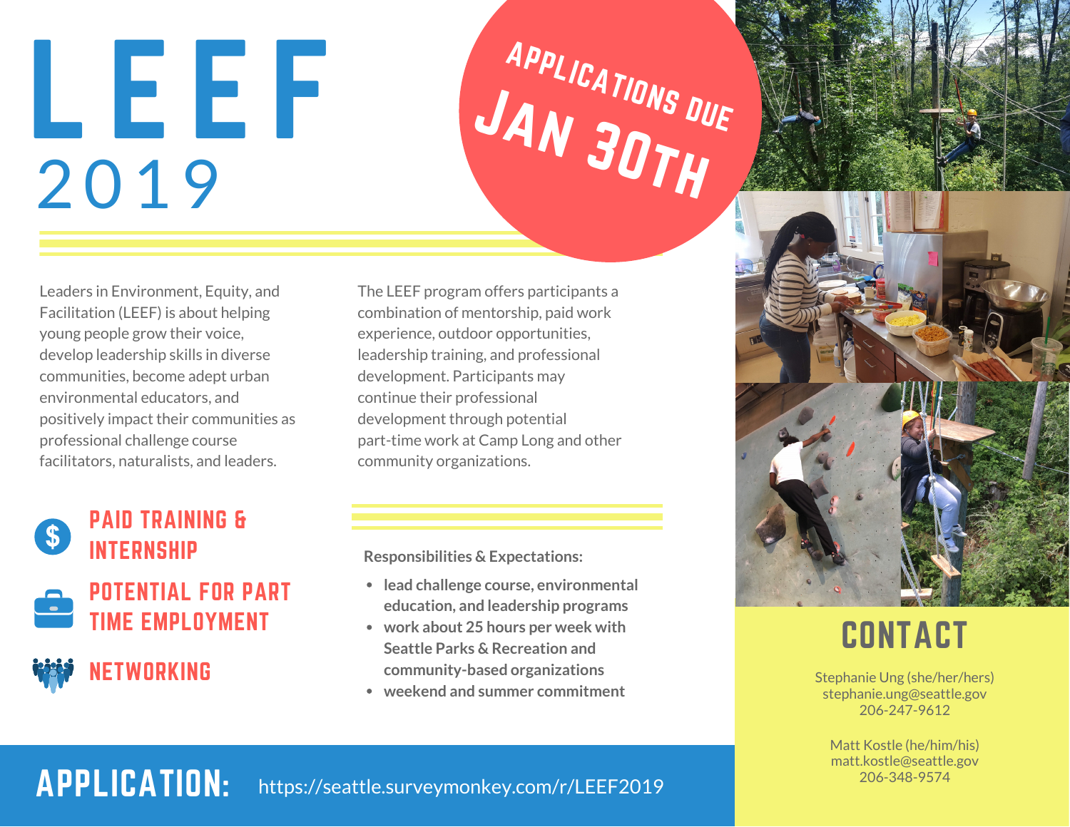# LEEF

## 2019

**APPLICATIONS DUE JAN 30TH**

Leaders in Environment, Equity, and Facilitation (LEEF) is about helping young people grow their voice, develop leadership skills in diverse communities, become adept urban environmental educators, and positively impact their communities as professional challenge course facilitators, naturalists, and leaders.

The LEEF program offers participants a combination of mentorship, paid work experience, outdoor opportunities, leadership training, and professional development. Participants may continue their professional development through potential part-time work at Camp Long and other community organizations.

### PAID TRAINING & INTERNSHIP

### POTENTIAL FOR PART TIME EMPLOYMENT

### NETWORKING

**Responsibilities & Expectations:**

- **lead challenge course, environmental education, and leadership programs**
- **work about 25 hours per week with Seattle Parks & Recreation and community-based organizations**
- **weekend and summer commitment**

## CONTACT

Stephanie Ung (she/her/hers)
stephanie.ung@seattle.gov
206-247-9612

Matt Kostle (he/him/his)
matt.kostle@seattle.gov
206-348-9574

## APPLICATION:

https://seattle.surveymonkey.com/r/LEEF2019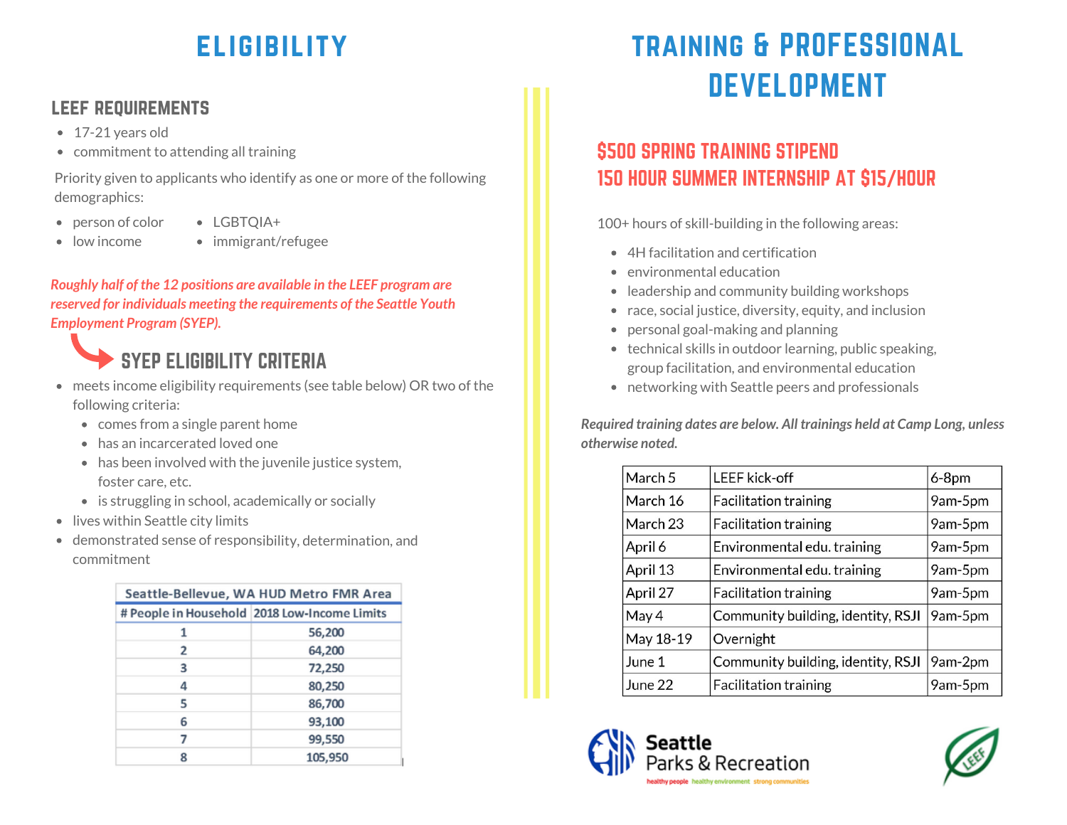# ELIGIBILITY

## LEEF REQUIREMENTS

- 17-21 years old
- commitment to attending all training

Priority given to applicants who identify as one or more of the following demographics:

- person of color
- low income
- LGBTQIA+
- immigrant/refugee

***Roughly half of the 12 positions are available in the LEEF program are reserved for individuals meeting the requirements of the Seattle Youth Employment Program (SYEP).***

## SYEP ELIGIBILITY CRITERIA

- meets income eligibility requirements (see table below) OR two of the following criteria:
  - comes from a single parent home
  - has an incarcerated loved one
  - has been involved with the juvenile justice system, foster care, etc.
  - is struggling in school, academically or socially
- lives within Seattle city limits
- demonstrated sense of responsibility, determination, and commitment

| Seattle-Bellevue, WA HUD Metro FMR Area | |
|---|---|
| # People in Household | 2018 Low-Income Limits |
| 1 | 56,200 |
| 2 | 64,200 |
| 3 | 72,250 |
| 4 | 80,250 |
| 5 | 86,700 |
| 6 | 93,100 |
| 7 | 99,550 |
| 8 | 105,950 |

# TRAINING & PROFESSIONAL DEVELOPMENT

## $500 SPRING TRAINING STIPEND
## 150 HOUR SUMMER INTERNSHIP AT $15/HOUR

100+ hours of skill-building in the following areas:

- 4H facilitation and certification
- environmental education
- leadership and community building workshops
- race, social justice, diversity, equity, and inclusion
- personal goal-making and planning
- technical skills in outdoor learning, public speaking, group facilitation, and environmental education
- networking with Seattle peers and professionals

***Required training dates are below. All trainings held at Camp Long, unless otherwise noted.***

| | | |
|---|---|---|
| March 5 | LEEF kick-off | 6-8pm |
| March 16 | Facilitation training | 9am-5pm |
| March 23 | Facilitation training | 9am-5pm |
| April 6 | Environmental edu. training | 9am-5pm |
| April 13 | Environmental edu. training | 9am-5pm |
| April 27 | Facilitation training | 9am-5pm |
| May 4 | Community building, identity, RSJI | 9am-5pm |
| May 18-19 | Overnight | |
| June 1 | Community building, identity, RSJI | 9am-2pm |
| June 22 | Facilitation training | 9am-5pm |

Seattle Parks & Recreation
healthy people healthy environment strong communities

LEEF